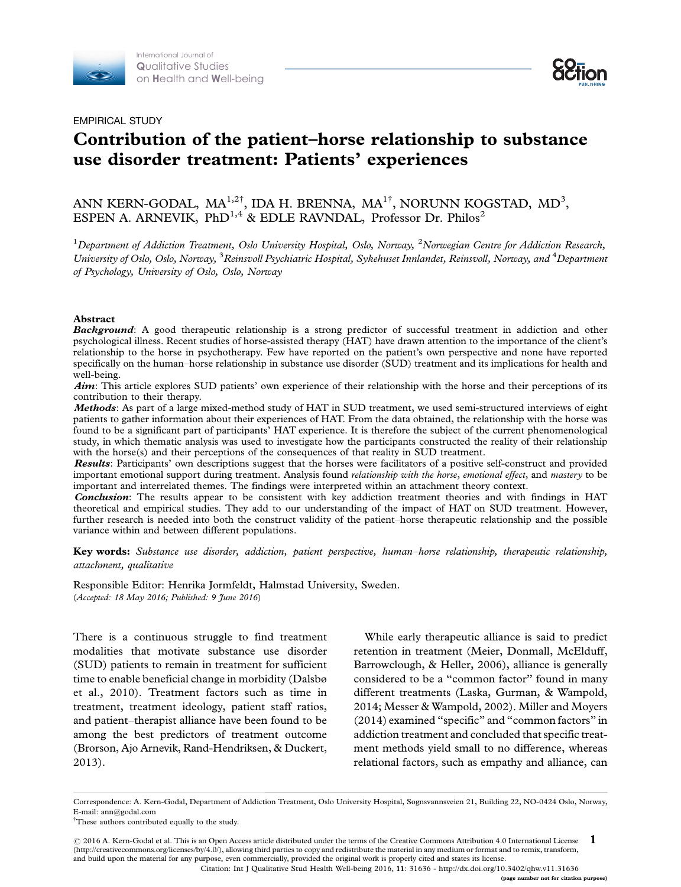EMPIRICAL STUDY

# Contribution of the patient–horse relationship to substance use disorder treatment: Patients' experiences

ANN KERN-GODAL, MA[1,2†], IDA H. BRENNA, MA[1†], NORUNN KOGSTAD, MD[3], ESPEN A. ARNEVIK, PhD[1,4] & EDLE RAVNDAL, Professor Dr. Philos[2]

[1]*Department of Addiction Treatment, Oslo University Hospital, Oslo, Norway,* [2]*Norwegian Centre for Addiction Research, University of Oslo, Oslo, Norway,* [3]*Reinsvoll Psychiatric Hospital, Sykehuset Innlandet, Reinsvoll, Norway, and* [4]*Department of Psychology, University of Oslo, Oslo, Norway*

## Abstract

***Background***: A good therapeutic relationship is a strong predictor of successful treatment in addiction and other psychological illness. Recent studies of horse-assisted therapy (HAT) have drawn attention to the importance of the client's relationship to the horse in psychotherapy. Few have reported on the patient's own perspective and none have reported specifically on the human–horse relationship in substance use disorder (SUD) treatment and its implications for health and well-being.

***Aim***: This article explores SUD patients' own experience of their relationship with the horse and their perceptions of its contribution to their therapy.

***Methods***: As part of a large mixed-method study of HAT in SUD treatment, we used semi-structured interviews of eight patients to gather information about their experiences of HAT. From the data obtained, the relationship with the horse was found to be a significant part of participants' HAT experience. It is therefore the subject of the current phenomenological study, in which thematic analysis was used to investigate how the participants constructed the reality of their relationship with the horse(s) and their perceptions of the consequences of that reality in SUD treatment.

***Results***: Participants' own descriptions suggest that the horses were facilitators of a positive self-construct and provided important emotional support during treatment. Analysis found *relationship with the horse*, *emotional effect*, and *mastery* to be important and interrelated themes. The findings were interpreted within an attachment theory context.

***Conclusion***: The results appear to be consistent with key addiction treatment theories and with findings in HAT theoretical and empirical studies. They add to our understanding of the impact of HAT on SUD treatment. However, further research is needed into both the construct validity of the patient–horse therapeutic relationship and the possible variance within and between different populations.

**Key words:** *Substance use disorder, addiction, patient perspective, human–horse relationship, therapeutic relationship, attachment, qualitative*

Responsible Editor: Henrika Jormfeldt, Halmstad University, Sweden.
(*Accepted: 18 May 2016; Published: 9 June 2016*)

There is a continuous struggle to find treatment modalities that motivate substance use disorder (SUD) patients to remain in treatment for sufficient time to enable beneficial change in morbidity (Dalsbø et al., 2010). Treatment factors such as time in treatment, treatment ideology, patient staff ratios, and patient–therapist alliance have been found to be among the best predictors of treatment outcome (Brorson, Ajo Arnevik, Rand-Hendriksen, & Duckert, 2013).

While early therapeutic alliance is said to predict retention in treatment (Meier, Donmall, McElduff, Barrowclough, & Heller, 2006), alliance is generally considered to be a "common factor" found in many different treatments (Laska, Gurman, & Wampold, 2014; Messer & Wampold, 2002). Miller and Moyers (2014) examined "specific" and "common factors" in addiction treatment and concluded that specific treatment methods yield small to no difference, whereas relational factors, such as empathy and alliance, can

Correspondence: A. Kern-Godal, Department of Addiction Treatment, Oslo University Hospital, Sognsvannsveien 21, Building 22, NO-0424 Oslo, Norway, E-mail: ann@godal.com

†These authors contributed equally to the study.

© 2016 A. Kern-Godal et al. This is an Open Access article distributed under the terms of the Creative Commons Attribution 4.0 International License (http://creativecommons.org/licenses/by/4.0/), allowing third parties to copy and redistribute the material in any medium or format and to remix, transform, and build upon the material for any purpose, even commercially, provided the original work is properly cited and states its license.

Citation: Int J Qualitative Stud Health Well-being 2016, **11**: 31636 - http://dx.doi.org/10.3402/qhw.v11.31636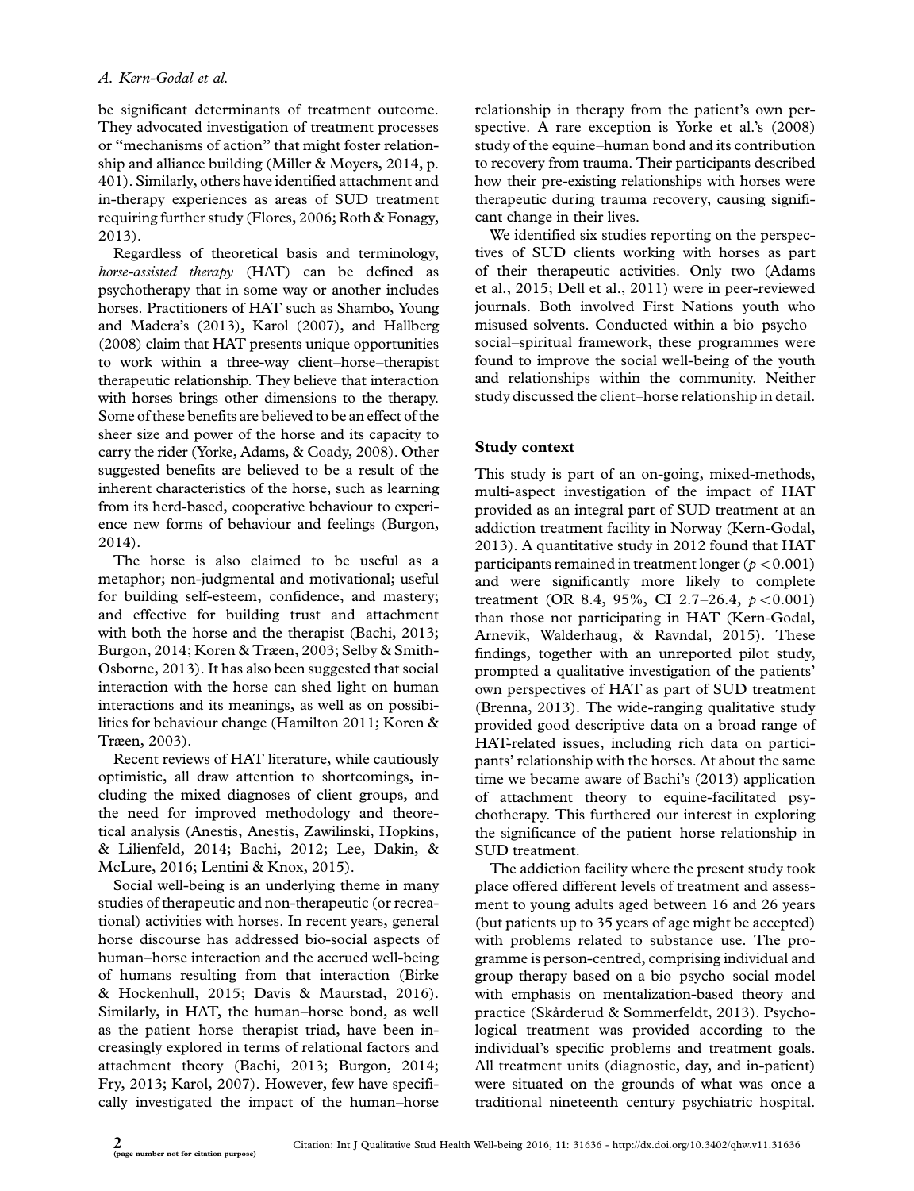be significant determinants of treatment outcome. They advocated investigation of treatment processes or "mechanisms of action" that might foster relationship and alliance building (Miller & Moyers, 2014, p. 401). Similarly, others have identified attachment and in-therapy experiences as areas of SUD treatment requiring further study (Flores, 2006; Roth & Fonagy, 2013).

Regardless of theoretical basis and terminology, *horse-assisted therapy* (HAT) can be defined as psychotherapy that in some way or another includes horses. Practitioners of HAT such as Shambo, Young and Madera's (2013), Karol (2007), and Hallberg (2008) claim that HAT presents unique opportunities to work within a three-way client–horse–therapist therapeutic relationship. They believe that interaction with horses brings other dimensions to the therapy. Some of these benefits are believed to be an effect of the sheer size and power of the horse and its capacity to carry the rider (Yorke, Adams, & Coady, 2008). Other suggested benefits are believed to be a result of the inherent characteristics of the horse, such as learning from its herd-based, cooperative behaviour to experience new forms of behaviour and feelings (Burgon, 2014).

The horse is also claimed to be useful as a metaphor; non-judgmental and motivational; useful for building self-esteem, confidence, and mastery; and effective for building trust and attachment with both the horse and the therapist (Bachi, 2013; Burgon, 2014; Koren & Træen, 2003; Selby & Smith-Osborne, 2013). It has also been suggested that social interaction with the horse can shed light on human interactions and its meanings, as well as on possibilities for behaviour change (Hamilton 2011; Koren & Træen, 2003).

Recent reviews of HAT literature, while cautiously optimistic, all draw attention to shortcomings, including the mixed diagnoses of client groups, and the need for improved methodology and theoretical analysis (Anestis, Anestis, Zawilinski, Hopkins, & Lilienfeld, 2014; Bachi, 2012; Lee, Dakin, & McLure, 2016; Lentini & Knox, 2015).

Social well-being is an underlying theme in many studies of therapeutic and non-therapeutic (or recreational) activities with horses. In recent years, general horse discourse has addressed bio-social aspects of human–horse interaction and the accrued well-being of humans resulting from that interaction (Birke & Hockenhull, 2015; Davis & Maurstad, 2016). Similarly, in HAT, the human–horse bond, as well as the patient–horse–therapist triad, have been increasingly explored in terms of relational factors and attachment theory (Bachi, 2013; Burgon, 2014; Fry, 2013; Karol, 2007). However, few have specifically investigated the impact of the human–horse relationship in therapy from the patient's own perspective. A rare exception is Yorke et al.'s (2008) study of the equine–human bond and its contribution to recovery from trauma. Their participants described how their pre-existing relationships with horses were therapeutic during trauma recovery, causing significant change in their lives.

We identified six studies reporting on the perspectives of SUD clients working with horses as part of their therapeutic activities. Only two (Adams et al., 2015; Dell et al., 2011) were in peer-reviewed journals. Both involved First Nations youth who misused solvents. Conducted within a bio–psycho–social–spiritual framework, these programmes were found to improve the social well-being of the youth and relationships within the community. Neither study discussed the client–horse relationship in detail.

### Study context

This study is part of an on-going, mixed-methods, multi-aspect investigation of the impact of HAT provided as an integral part of SUD treatment at an addiction treatment facility in Norway (Kern-Godal, 2013). A quantitative study in 2012 found that HAT participants remained in treatment longer ($p < 0.001$) and were significantly more likely to complete treatment (OR 8.4, 95%, CI 2.7–26.4, $p < 0.001$) than those not participating in HAT (Kern-Godal, Arnevik, Walderhaug, & Ravndal, 2015). These findings, together with an unreported pilot study, prompted a qualitative investigation of the patients' own perspectives of HAT as part of SUD treatment (Brenna, 2013). The wide-ranging qualitative study provided good descriptive data on a broad range of HAT-related issues, including rich data on participants' relationship with the horses. At about the same time we became aware of Bachi's (2013) application of attachment theory to equine-facilitated psychotherapy. This furthered our interest in exploring the significance of the patient–horse relationship in SUD treatment.

The addiction facility where the present study took place offered different levels of treatment and assessment to young adults aged between 16 and 26 years (but patients up to 35 years of age might be accepted) with problems related to substance use. The programme is person-centred, comprising individual and group therapy based on a bio–psycho–social model with emphasis on mentalization-based theory and practice (Skårderud & Sommerfeldt, 2013). Psychological treatment was provided according to the individual's specific problems and treatment goals. All treatment units (diagnostic, day, and in-patient) were situated on the grounds of what was once a traditional nineteenth century psychiatric hospital.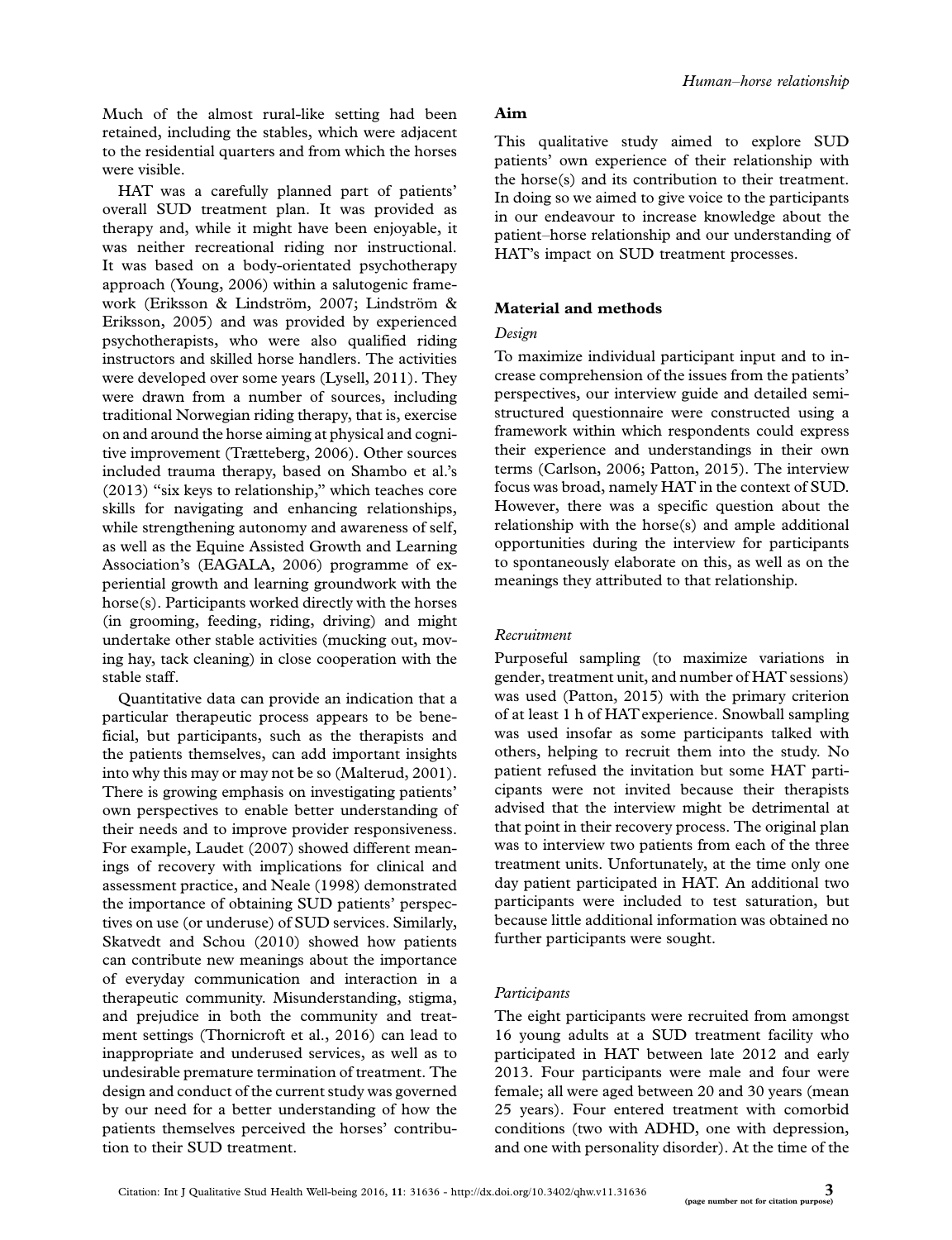Much of the almost rural-like setting had been retained, including the stables, which were adjacent to the residential quarters and from which the horses were visible.

HAT was a carefully planned part of patients' overall SUD treatment plan. It was provided as therapy and, while it might have been enjoyable, it was neither recreational riding nor instructional. It was based on a body-orientated psychotherapy approach (Young, 2006) within a salutogenic framework (Eriksson & Lindström, 2007; Lindström & Eriksson, 2005) and was provided by experienced psychotherapists, who were also qualified riding instructors and skilled horse handlers. The activities were developed over some years (Lysell, 2011). They were drawn from a number of sources, including traditional Norwegian riding therapy, that is, exercise on and around the horse aiming at physical and cognitive improvement (Trætteberg, 2006). Other sources included trauma therapy, based on Shambo et al.'s (2013) "six keys to relationship," which teaches core skills for navigating and enhancing relationships, while strengthening autonomy and awareness of self, as well as the Equine Assisted Growth and Learning Association's (EAGALA, 2006) programme of experiential growth and learning groundwork with the horse(s). Participants worked directly with the horses (in grooming, feeding, riding, driving) and might undertake other stable activities (mucking out, moving hay, tack cleaning) in close cooperation with the stable staff.

Quantitative data can provide an indication that a particular therapeutic process appears to be beneficial, but participants, such as the therapists and the patients themselves, can add important insights into why this may or may not be so (Malterud, 2001). There is growing emphasis on investigating patients' own perspectives to enable better understanding of their needs and to improve provider responsiveness. For example, Laudet (2007) showed different meanings of recovery with implications for clinical and assessment practice, and Neale (1998) demonstrated the importance of obtaining SUD patients' perspectives on use (or underuse) of SUD services. Similarly, Skatvedt and Schou (2010) showed how patients can contribute new meanings about the importance of everyday communication and interaction in a therapeutic community. Misunderstanding, stigma, and prejudice in both the community and treatment settings (Thornicroft et al., 2016) can lead to inappropriate and underused services, as well as to undesirable premature termination of treatment. The design and conduct of the current study was governed by our need for a better understanding of how the patients themselves perceived the horses' contribution to their SUD treatment.

## Aim

This qualitative study aimed to explore SUD patients' own experience of their relationship with the horse(s) and its contribution to their treatment. In doing so we aimed to give voice to the participants in our endeavour to increase knowledge about the patient–horse relationship and our understanding of HAT's impact on SUD treatment processes.

## Material and methods

### *Design*

To maximize individual participant input and to increase comprehension of the issues from the patients' perspectives, our interview guide and detailed semi-structured questionnaire were constructed using a framework within which respondents could express their experience and understandings in their own terms (Carlson, 2006; Patton, 2015). The interview focus was broad, namely HAT in the context of SUD. However, there was a specific question about the relationship with the horse(s) and ample additional opportunities during the interview for participants to spontaneously elaborate on this, as well as on the meanings they attributed to that relationship.

### *Recruitment*

Purposeful sampling (to maximize variations in gender, treatment unit, and number of HAT sessions) was used (Patton, 2015) with the primary criterion of at least 1 h of HAT experience. Snowball sampling was used insofar as some participants talked with others, helping to recruit them into the study. No patient refused the invitation but some HAT participants were not invited because their therapists advised that the interview might be detrimental at that point in their recovery process. The original plan was to interview two patients from each of the three treatment units. Unfortunately, at the time only one day patient participated in HAT. An additional two participants were included to test saturation, but because little additional information was obtained no further participants were sought.

### *Participants*

The eight participants were recruited from amongst 16 young adults at a SUD treatment facility who participated in HAT between late 2012 and early 2013. Four participants were male and four were female; all were aged between 20 and 30 years (mean 25 years). Four entered treatment with comorbid conditions (two with ADHD, one with depression, and one with personality disorder). At the time of the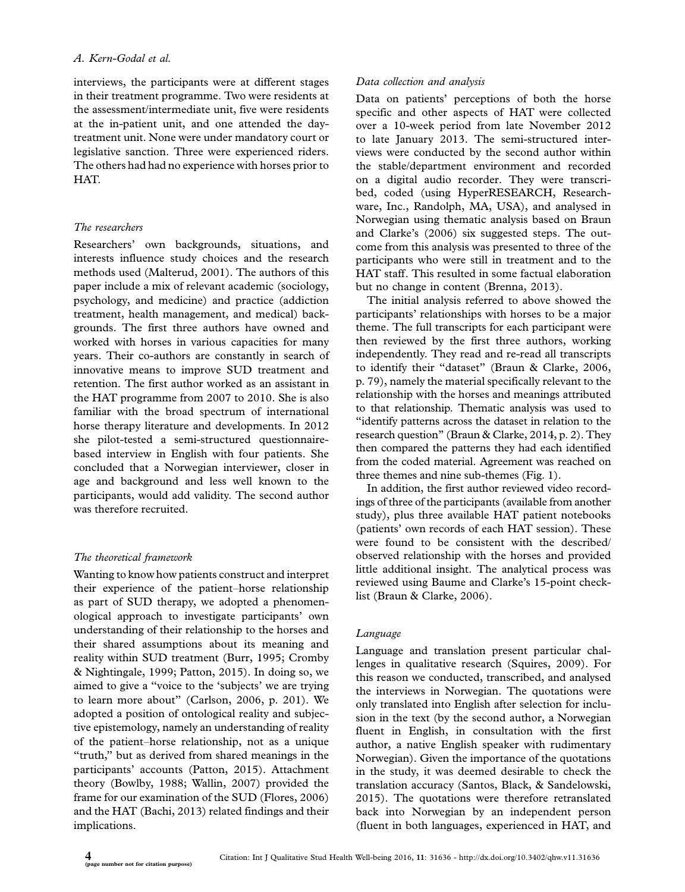interviews, the participants were at different stages in their treatment programme. Two were residents at the assessment/intermediate unit, five were residents at the in-patient unit, and one attended the day-treatment unit. None were under mandatory court or legislative sanction. Three were experienced riders. The others had had no experience with horses prior to HAT.

### *The researchers*

Researchers' own backgrounds, situations, and interests influence study choices and the research methods used (Malterud, 2001). The authors of this paper include a mix of relevant academic (sociology, psychology, and medicine) and practice (addiction treatment, health management, and medical) backgrounds. The first three authors have owned and worked with horses in various capacities for many years. Their co-authors are constantly in search of innovative means to improve SUD treatment and retention. The first author worked as an assistant in the HAT programme from 2007 to 2010. She is also familiar with the broad spectrum of international horse therapy literature and developments. In 2012 she pilot-tested a semi-structured questionnaire-based interview in English with four patients. She concluded that a Norwegian interviewer, closer in age and background and less well known to the participants, would add validity. The second author was therefore recruited.

### *The theoretical framework*

Wanting to know how patients construct and interpret their experience of the patient–horse relationship as part of SUD therapy, we adopted a phenomenological approach to investigate participants' own understanding of their relationship to the horses and their shared assumptions about its meaning and reality within SUD treatment (Burr, 1995; Cromby & Nightingale, 1999; Patton, 2015). In doing so, we aimed to give a "voice to the 'subjects' we are trying to learn more about" (Carlson, 2006, p. 201). We adopted a position of ontological reality and subjective epistemology, namely an understanding of reality of the patient–horse relationship, not as a unique "truth," but as derived from shared meanings in the participants' accounts (Patton, 2015). Attachment theory (Bowlby, 1988; Wallin, 2007) provided the frame for our examination of the SUD (Flores, 2006) and the HAT (Bachi, 2013) related findings and their implications.

### *Data collection and analysis*

Data on patients' perceptions of both the horse specific and other aspects of HAT were collected over a 10-week period from late November 2012 to late January 2013. The semi-structured interviews were conducted by the second author within the stable/department environment and recorded on a digital audio recorder. They were transcribed, coded (using HyperRESEARCH, Researchware, Inc., Randolph, MA, USA), and analysed in Norwegian using thematic analysis based on Braun and Clarke's (2006) six suggested steps. The outcome from this analysis was presented to three of the participants who were still in treatment and to the HAT staff. This resulted in some factual elaboration but no change in content (Brenna, 2013).

The initial analysis referred to above showed the participants' relationships with horses to be a major theme. The full transcripts for each participant were then reviewed by the first three authors, working independently. They read and re-read all transcripts to identify their "dataset" (Braun & Clarke, 2006, p. 79), namely the material specifically relevant to the relationship with the horses and meanings attributed to that relationship. Thematic analysis was used to "identify patterns across the dataset in relation to the research question" (Braun & Clarke, 2014, p. 2). They then compared the patterns they had each identified from the coded material. Agreement was reached on three themes and nine sub-themes (Fig. 1).

In addition, the first author reviewed video recordings of three of the participants (available from another study), plus three available HAT patient notebooks (patients' own records of each HAT session). These were found to be consistent with the described/observed relationship with the horses and provided little additional insight. The analytical process was reviewed using Baume and Clarke's 15-point checklist (Braun & Clarke, 2006).

### *Language*

Language and translation present particular challenges in qualitative research (Squires, 2009). For this reason we conducted, transcribed, and analysed the interviews in Norwegian. The quotations were only translated into English after selection for inclusion in the text (by the second author, a Norwegian fluent in English, in consultation with the first author, a native English speaker with rudimentary Norwegian). Given the importance of the quotations in the study, it was deemed desirable to check the translation accuracy (Santos, Black, & Sandelowski, 2015). The quotations were therefore retranslated back into Norwegian by an independent person (fluent in both languages, experienced in HAT, and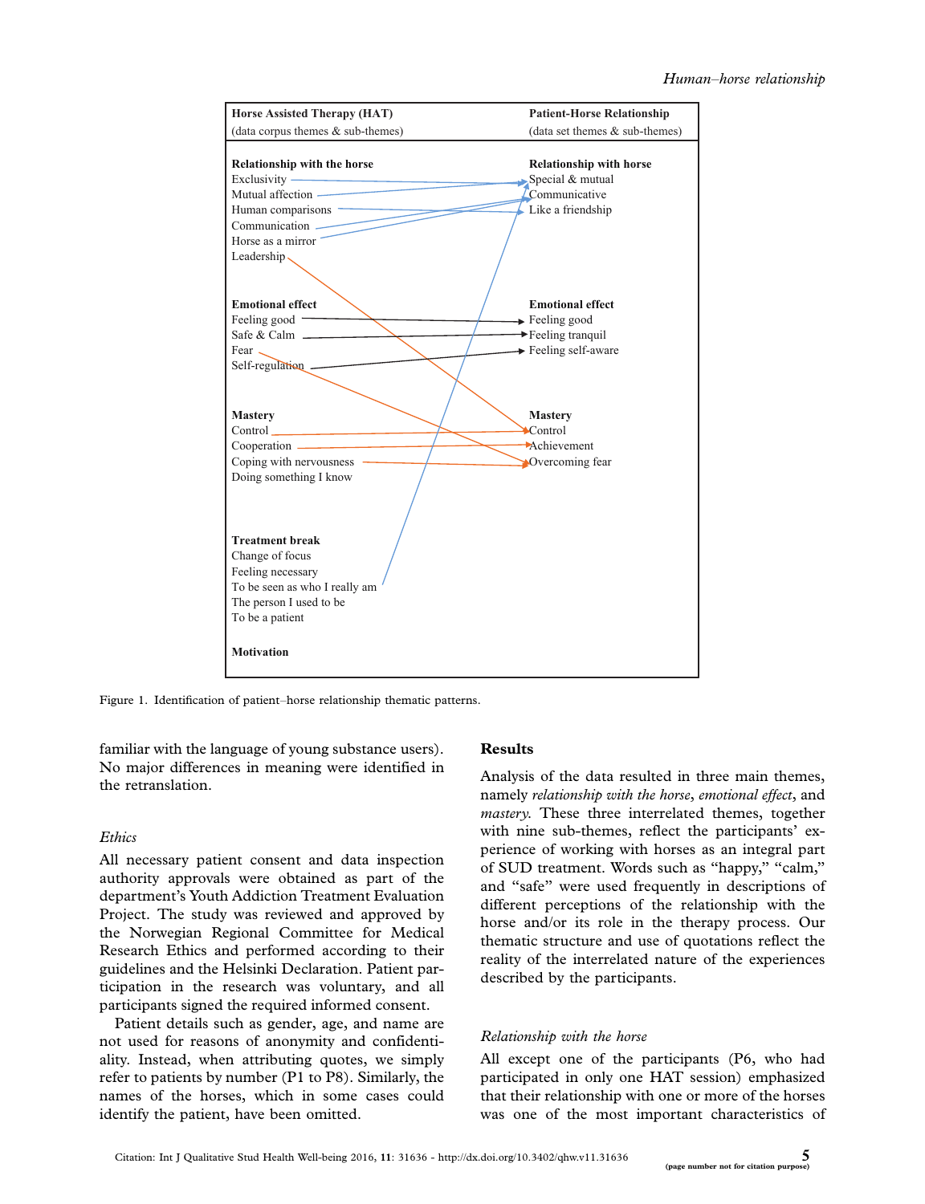| Horse Assisted Therapy (HAT) (data corpus themes & sub-themes) | Patient-Horse Relationship (data set themes & sub-themes) |
|---|---|
| **Relationship with the horse** | **Relationship with horse** |
| Exclusivity | Special & mutual |
| Mutual affection | Communicative |
| Human comparisons | Like a friendship |
| Communication | |
| Horse as a mirror | |
| Leadership | |
| **Emotional effect** | **Emotional effect** |
| Feeling good | Feeling good |
| Safe & Calm | Feeling tranquil |
| Fear | Feeling self-aware |
| Self-regulation | |
| **Mastery** | **Mastery** |
| Control | Control |
| Cooperation | Achievement |
| Coping with nervousness | Overcoming fear |
| Doing something I know | |
| **Treatment break** | |
| Change of focus | |
| Feeling necessary | |
| To be seen as who I really am | |
| The person I used to be | |
| To be a patient | |
| **Motivation** | |

Figure 1. Identification of patient–horse relationship thematic patterns.

familiar with the language of young substance users). No major differences in meaning were identified in the retranslation.

### *Ethics*

All necessary patient consent and data inspection authority approvals were obtained as part of the department's Youth Addiction Treatment Evaluation Project. The study was reviewed and approved by the Norwegian Regional Committee for Medical Research Ethics and performed according to their guidelines and the Helsinki Declaration. Patient participation in the research was voluntary, and all participants signed the required informed consent.

Patient details such as gender, age, and name are not used for reasons of anonymity and confidentiality. Instead, when attributing quotes, we simply refer to patients by number (P1 to P8). Similarly, the names of the horses, which in some cases could identify the patient, have been omitted.

## Results

Analysis of the data resulted in three main themes, namely *relationship with the horse*, *emotional effect*, and *mastery*. These three interrelated themes, together with nine sub-themes, reflect the participants' experience of working with horses as an integral part of SUD treatment. Words such as "happy," "calm," and "safe" were used frequently in descriptions of different perceptions of the relationship with the horse and/or its role in the therapy process. Our thematic structure and use of quotations reflect the reality of the interrelated nature of the experiences described by the participants.

### *Relationship with the horse*

All except one of the participants (P6, who had participated in only one HAT session) emphasized that their relationship with one or more of the horses was one of the most important characteristics of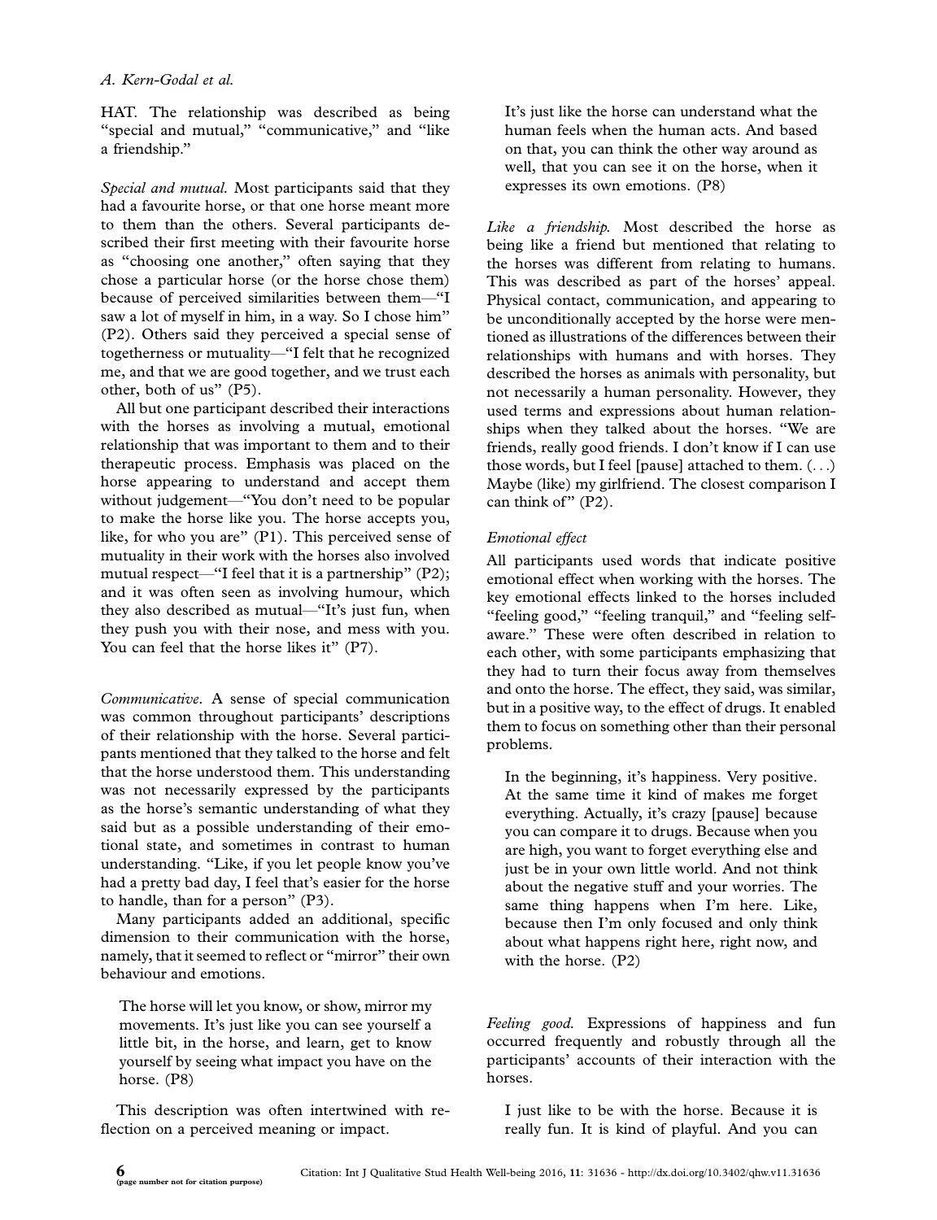HAT. The relationship was described as being "special and mutual," "communicative," and "like a friendship."

*Special and mutual.* Most participants said that they had a favourite horse, or that one horse meant more to them than the others. Several participants described their first meeting with their favourite horse as "choosing one another," often saying that they chose a particular horse (or the horse chose them) because of perceived similarities between them—"I saw a lot of myself in him, in a way. So I chose him" (P2). Others said they perceived a special sense of togetherness or mutuality—"I felt that he recognized me, and that we are good together, and we trust each other, both of us" (P5).

All but one participant described their interactions with the horses as involving a mutual, emotional relationship that was important to them and to their therapeutic process. Emphasis was placed on the horse appearing to understand and accept them without judgement—"You don't need to be popular to make the horse like you. The horse accepts you, like, for who you are" (P1). This perceived sense of mutuality in their work with the horses also involved mutual respect—"I feel that it is a partnership" (P2); and it was often seen as involving humour, which they also described as mutual—"It's just fun, when they push you with their nose, and mess with you. You can feel that the horse likes it" (P7).

*Communicative.* A sense of special communication was common throughout participants' descriptions of their relationship with the horse. Several participants mentioned that they talked to the horse and felt that the horse understood them. This understanding was not necessarily expressed by the participants as the horse's semantic understanding of what they said but as a possible understanding of their emotional state, and sometimes in contrast to human understanding. "Like, if you let people know you've had a pretty bad day, I feel that's easier for the horse to handle, than for a person" (P3).

Many participants added an additional, specific dimension to their communication with the horse, namely, that it seemed to reflect or "mirror" their own behaviour and emotions.

> The horse will let you know, or show, mirror my movements. It's just like you can see yourself a little bit, in the horse, and learn, get to know yourself by seeing what impact you have on the horse. (P8)

This description was often intertwined with reflection on a perceived meaning or impact.

> It's just like the horse can understand what the human feels when the human acts. And based on that, you can think the other way around as well, that you can see it on the horse, when it expresses its own emotions. (P8)

*Like a friendship.* Most described the horse as being like a friend but mentioned that relating to the horses was different from relating to humans. This was described as part of the horses' appeal. Physical contact, communication, and appearing to be unconditionally accepted by the horse were mentioned as illustrations of the differences between their relationships with humans and with horses. They described the horses as animals with personality, but not necessarily a human personality. However, they used terms and expressions about human relationships when they talked about the horses. "We are friends, really good friends. I don't know if I can use those words, but I feel [pause] attached to them. (...) Maybe (like) my girlfriend. The closest comparison I can think of" (P2).

### Emotional effect

All participants used words that indicate positive emotional effect when working with the horses. The key emotional effects linked to the horses included "feeling good," "feeling tranquil," and "feeling self-aware." These were often described in relation to each other, with some participants emphasizing that they had to turn their focus away from themselves and onto the horse. The effect, they said, was similar, but in a positive way, to the effect of drugs. It enabled them to focus on something other than their personal problems.

> In the beginning, it's happiness. Very positive. At the same time it kind of makes me forget everything. Actually, it's crazy [pause] because you can compare it to drugs. Because when you are high, you want to forget everything else and just be in your own little world. And not think about the negative stuff and your worries. The same thing happens when I'm here. Like, because then I'm only focused and only think about what happens right here, right now, and with the horse. (P2)

*Feeling good.* Expressions of happiness and fun occurred frequently and robustly through all the participants' accounts of their interaction with the horses.

> I just like to be with the horse. Because it is really fun. It is kind of playful. And you can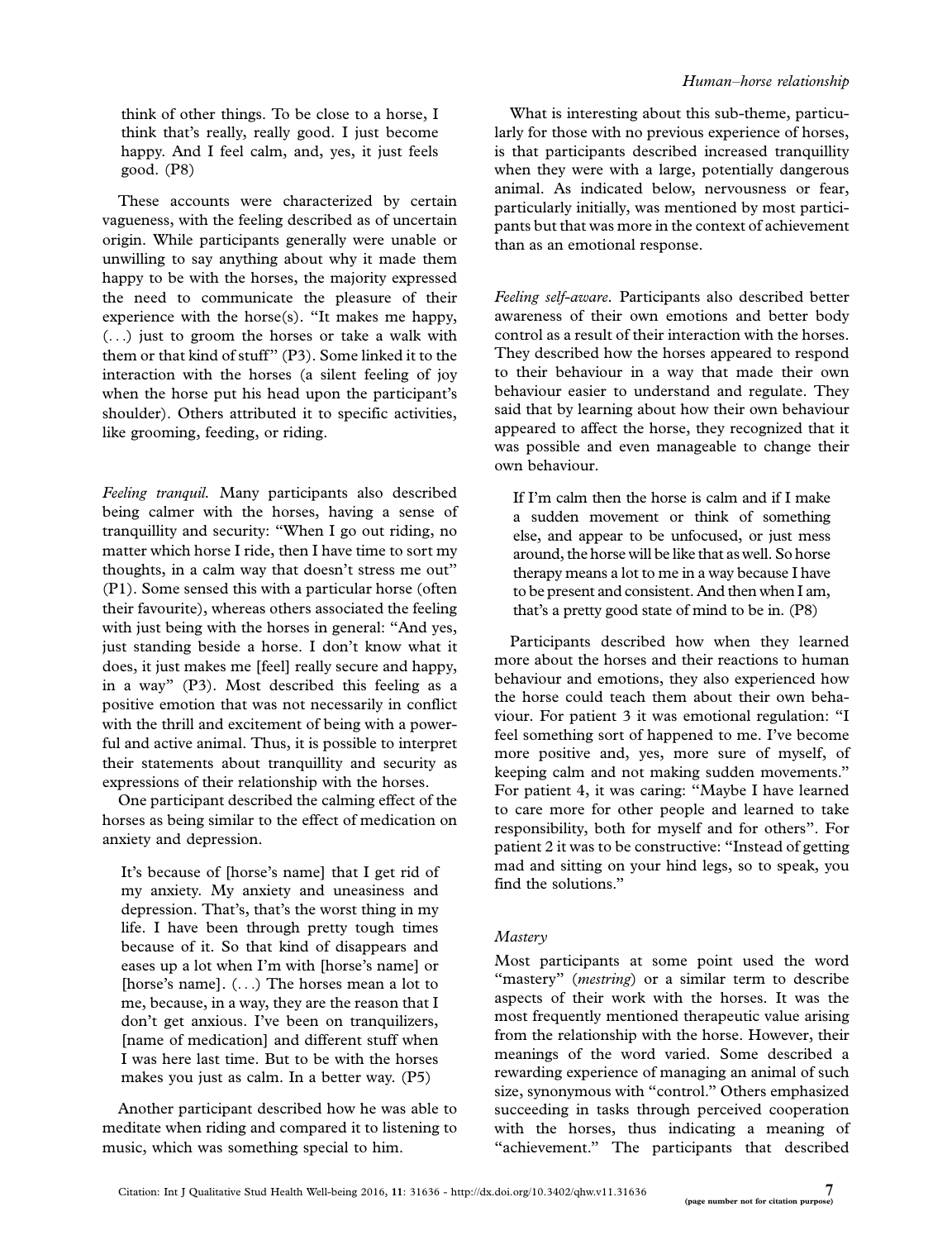think of other things. To be close to a horse, I think that's really, really good. I just become happy. And I feel calm, and, yes, it just feels good. (P8)

These accounts were characterized by certain vagueness, with the feeling described as of uncertain origin. While participants generally were unable or unwilling to say anything about why it made them happy to be with the horses, the majority expressed the need to communicate the pleasure of their experience with the horse(s). "It makes me happy, (...) just to groom the horses or take a walk with them or that kind of stuff" (P3). Some linked it to the interaction with the horses (a silent feeling of joy when the horse put his head upon the participant's shoulder). Others attributed it to specific activities, like grooming, feeding, or riding.

*Feeling tranquil.* Many participants also described being calmer with the horses, having a sense of tranquillity and security: "When I go out riding, no matter which horse I ride, then I have time to sort my thoughts, in a calm way that doesn't stress me out" (P1). Some sensed this with a particular horse (often their favourite), whereas others associated the feeling with just being with the horses in general: "And yes, just standing beside a horse. I don't know what it does, it just makes me [feel] really secure and happy, in a way" (P3). Most described this feeling as a positive emotion that was not necessarily in conflict with the thrill and excitement of being with a powerful and active animal. Thus, it is possible to interpret their statements about tranquillity and security as expressions of their relationship with the horses.

One participant described the calming effect of the horses as being similar to the effect of medication on anxiety and depression.

> It's because of [horse's name] that I get rid of my anxiety. My anxiety and uneasiness and depression. That's, that's the worst thing in my life. I have been through pretty tough times because of it. So that kind of disappears and eases up a lot when I'm with [horse's name] or [horse's name]. (...) The horses mean a lot to me, because, in a way, they are the reason that I don't get anxious. I've been on tranquilizers, [name of medication] and different stuff when I was here last time. But to be with the horses makes you just as calm. In a better way. (P5)

Another participant described how he was able to meditate when riding and compared it to listening to music, which was something special to him.

What is interesting about this sub-theme, particularly for those with no previous experience of horses, is that participants described increased tranquillity when they were with a large, potentially dangerous animal. As indicated below, nervousness or fear, particularly initially, was mentioned by most participants but that was more in the context of achievement than as an emotional response.

*Feeling self-aware.* Participants also described better awareness of their own emotions and better body control as a result of their interaction with the horses. They described how the horses appeared to respond to their behaviour in a way that made their own behaviour easier to understand and regulate. They said that by learning about how their own behaviour appeared to affect the horse, they recognized that it was possible and even manageable to change their own behaviour.

> If I'm calm then the horse is calm and if I make a sudden movement or think of something else, and appear to be unfocused, or just mess around, the horse will be like that as well. So horse therapy means a lot to me in a way because I have to be present and consistent. And then when I am, that's a pretty good state of mind to be in. (P8)

Participants described how when they learned more about the horses and their reactions to human behaviour and emotions, they also experienced how the horse could teach them about their own behaviour. For patient 3 it was emotional regulation: "I feel something sort of happened to me. I've become more positive and, yes, more sure of myself, of keeping calm and not making sudden movements." For patient 4, it was caring: "Maybe I have learned to care more for other people and learned to take responsibility, both for myself and for others". For patient 2 it was to be constructive: "Instead of getting mad and sitting on your hind legs, so to speak, you find the solutions."

### *Mastery*

Most participants at some point used the word "mastery" (*mestring*) or a similar term to describe aspects of their work with the horses. It was the most frequently mentioned therapeutic value arising from the relationship with the horse. However, their meanings of the word varied. Some described a rewarding experience of managing an animal of such size, synonymous with "control." Others emphasized succeeding in tasks through perceived cooperation with the horses, thus indicating a meaning of "achievement." The participants that described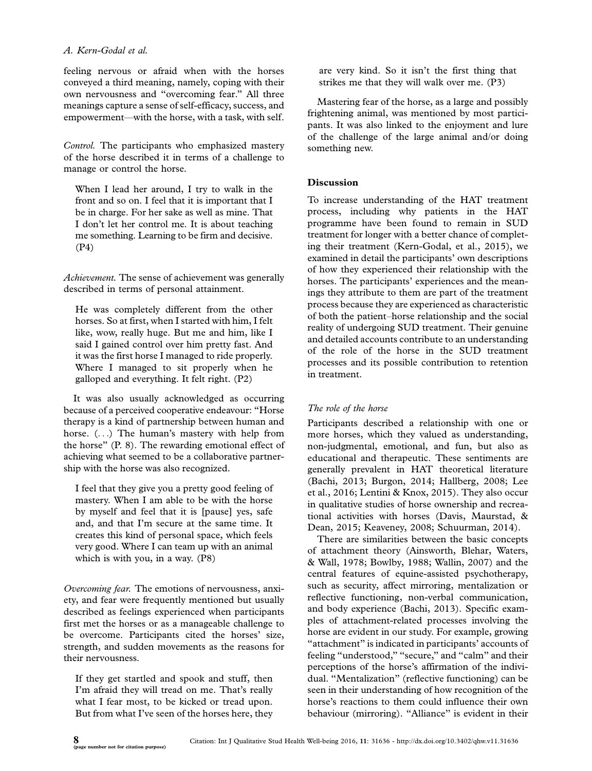feeling nervous or afraid when with the horses conveyed a third meaning, namely, coping with their own nervousness and "overcoming fear." All three meanings capture a sense of self-efficacy, success, and empowerment—with the horse, with a task, with self.

*Control.* The participants who emphasized mastery of the horse described it in terms of a challenge to manage or control the horse.

> When I lead her around, I try to walk in the front and so on. I feel that it is important that I be in charge. For her sake as well as mine. That I don't let her control me. It is about teaching me something. Learning to be firm and decisive. (P4)

*Achievement.* The sense of achievement was generally described in terms of personal attainment.

> He was completely different from the other horses. So at first, when I started with him, I felt like, wow, really huge. But me and him, like I said I gained control over him pretty fast. And it was the first horse I managed to ride properly. Where I managed to sit properly when he galloped and everything. It felt right. (P2)

It was also usually acknowledged as occurring because of a perceived cooperative endeavour: "Horse therapy is a kind of partnership between human and horse. (...) The human's mastery with help from the horse" (P. 8). The rewarding emotional effect of achieving what seemed to be a collaborative partnership with the horse was also recognized.

> I feel that they give you a pretty good feeling of mastery. When I am able to be with the horse by myself and feel that it is [pause] yes, safe and, and that I'm secure at the same time. It creates this kind of personal space, which feels very good. Where I can team up with an animal which is with you, in a way. (P8)

*Overcoming fear.* The emotions of nervousness, anxiety, and fear were frequently mentioned but usually described as feelings experienced when participants first met the horses or as a manageable challenge to be overcome. Participants cited the horses' size, strength, and sudden movements as the reasons for their nervousness.

> If they get startled and spook and stuff, then I'm afraid they will tread on me. That's really what I fear most, to be kicked or tread upon. But from what I've seen of the horses here, they are very kind. So it isn't the first thing that strikes me that they will walk over me. (P3)

Mastering fear of the horse, as a large and possibly frightening animal, was mentioned by most participants. It was also linked to the enjoyment and lure of the challenge of the large animal and/or doing something new.

## Discussion

To increase understanding of the HAT treatment process, including why patients in the HAT programme have been found to remain in SUD treatment for longer with a better chance of completing their treatment (Kern-Godal, et al., 2015), we examined in detail the participants' own descriptions of how they experienced their relationship with the horses. The participants' experiences and the meanings they attribute to them are part of the treatment process because they are experienced as characteristic of both the patient–horse relationship and the social reality of undergoing SUD treatment. Their genuine and detailed accounts contribute to an understanding of the role of the horse in the SUD treatment processes and its possible contribution to retention in treatment.

### *The role of the horse*

Participants described a relationship with one or more horses, which they valued as understanding, non-judgmental, emotional, and fun, but also as educational and therapeutic. These sentiments are generally prevalent in HAT theoretical literature (Bachi, 2013; Burgon, 2014; Hallberg, 2008; Lee et al., 2016; Lentini & Knox, 2015). They also occur in qualitative studies of horse ownership and recreational activities with horses (Davis, Maurstad, & Dean, 2015; Keaveney, 2008; Schuurman, 2014).

There are similarities between the basic concepts of attachment theory (Ainsworth, Blehar, Waters, & Wall, 1978; Bowlby, 1988; Wallin, 2007) and the central features of equine-assisted psychotherapy, such as security, affect mirroring, mentalization or reflective functioning, non-verbal communication, and body experience (Bachi, 2013). Specific examples of attachment-related processes involving the horse are evident in our study. For example, growing "attachment" is indicated in participants' accounts of feeling "understood," "secure," and "calm" and their perceptions of the horse's affirmation of the individual. "Mentalization" (reflective functioning) can be seen in their understanding of how recognition of the horse's reactions to them could influence their own behaviour (mirroring). "Alliance" is evident in their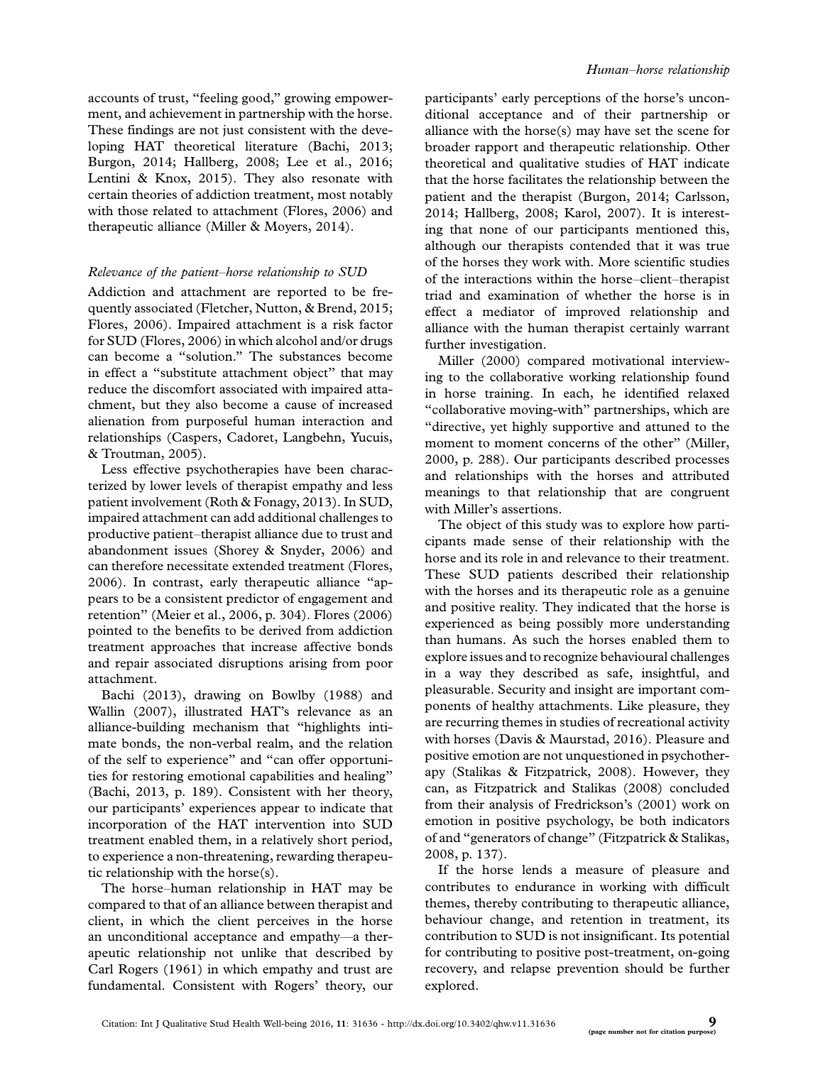accounts of trust, "feeling good," growing empowerment, and achievement in partnership with the horse. These findings are not just consistent with the developing HAT theoretical literature (Bachi, 2013; Burgon, 2014; Hallberg, 2008; Lee et al., 2016; Lentini & Knox, 2015). They also resonate with certain theories of addiction treatment, most notably with those related to attachment (Flores, 2006) and therapeutic alliance (Miller & Moyers, 2014).

### *Relevance of the patient–horse relationship to SUD*

Addiction and attachment are reported to be frequently associated (Fletcher, Nutton, & Brend, 2015; Flores, 2006). Impaired attachment is a risk factor for SUD (Flores, 2006) in which alcohol and/or drugs can become a "solution." The substances become in effect a "substitute attachment object" that may reduce the discomfort associated with impaired attachment, but they also become a cause of increased alienation from purposeful human interaction and relationships (Caspers, Cadoret, Langbehn, Yucuis, & Troutman, 2005).

Less effective psychotherapies have been characterized by lower levels of therapist empathy and less patient involvement (Roth & Fonagy, 2013). In SUD, impaired attachment can add additional challenges to productive patient–therapist alliance due to trust and abandonment issues (Shorey & Snyder, 2006) and can therefore necessitate extended treatment (Flores, 2006). In contrast, early therapeutic alliance "appears to be a consistent predictor of engagement and retention" (Meier et al., 2006, p. 304). Flores (2006) pointed to the benefits to be derived from addiction treatment approaches that increase affective bonds and repair associated disruptions arising from poor attachment.

Bachi (2013), drawing on Bowlby (1988) and Wallin (2007), illustrated HAT's relevance as an alliance-building mechanism that "highlights intimate bonds, the non-verbal realm, and the relation of the self to experience" and "can offer opportunities for restoring emotional capabilities and healing" (Bachi, 2013, p. 189). Consistent with her theory, our participants' experiences appear to indicate that incorporation of the HAT intervention into SUD treatment enabled them, in a relatively short period, to experience a non-threatening, rewarding therapeutic relationship with the horse(s).

The horse–human relationship in HAT may be compared to that of an alliance between therapist and client, in which the client perceives in the horse an unconditional acceptance and empathy—a therapeutic relationship not unlike that described by Carl Rogers (1961) in which empathy and trust are fundamental. Consistent with Rogers' theory, our participants' early perceptions of the horse's unconditional acceptance and of their partnership or alliance with the horse(s) may have set the scene for broader rapport and therapeutic relationship. Other theoretical and qualitative studies of HAT indicate that the horse facilitates the relationship between the patient and the therapist (Burgon, 2014; Carlsson, 2014; Hallberg, 2008; Karol, 2007). It is interesting that none of our participants mentioned this, although our therapists contended that it was true of the horses they work with. More scientific studies of the interactions within the horse–client–therapist triad and examination of whether the horse is in effect a mediator of improved relationship and alliance with the human therapist certainly warrant further investigation.

Miller (2000) compared motivational interviewing to the collaborative working relationship found in horse training. In each, he identified relaxed "collaborative moving-with" partnerships, which are "directive, yet highly supportive and attuned to the moment to moment concerns of the other" (Miller, 2000, p. 288). Our participants described processes and relationships with the horses and attributed meanings to that relationship that are congruent with Miller's assertions.

The object of this study was to explore how participants made sense of their relationship with the horse and its role in and relevance to their treatment. These SUD patients described their relationship with the horses and its therapeutic role as a genuine and positive reality. They indicated that the horse is experienced as being possibly more understanding than humans. As such the horses enabled them to explore issues and to recognize behavioural challenges in a way they described as safe, insightful, and pleasurable. Security and insight are important components of healthy attachments. Like pleasure, they are recurring themes in studies of recreational activity with horses (Davis & Maurstad, 2016). Pleasure and positive emotion are not unquestioned in psychotherapy (Stalikas & Fitzpatrick, 2008). However, they can, as Fitzpatrick and Stalikas (2008) concluded from their analysis of Fredrickson's (2001) work on emotion in positive psychology, be both indicators of and "generators of change" (Fitzpatrick & Stalikas, 2008, p. 137).

If the horse lends a measure of pleasure and contributes to endurance in working with difficult themes, thereby contributing to therapeutic alliance, behaviour change, and retention in treatment, its contribution to SUD is not insignificant. Its potential for contributing to positive post-treatment, on-going recovery, and relapse prevention should be further explored.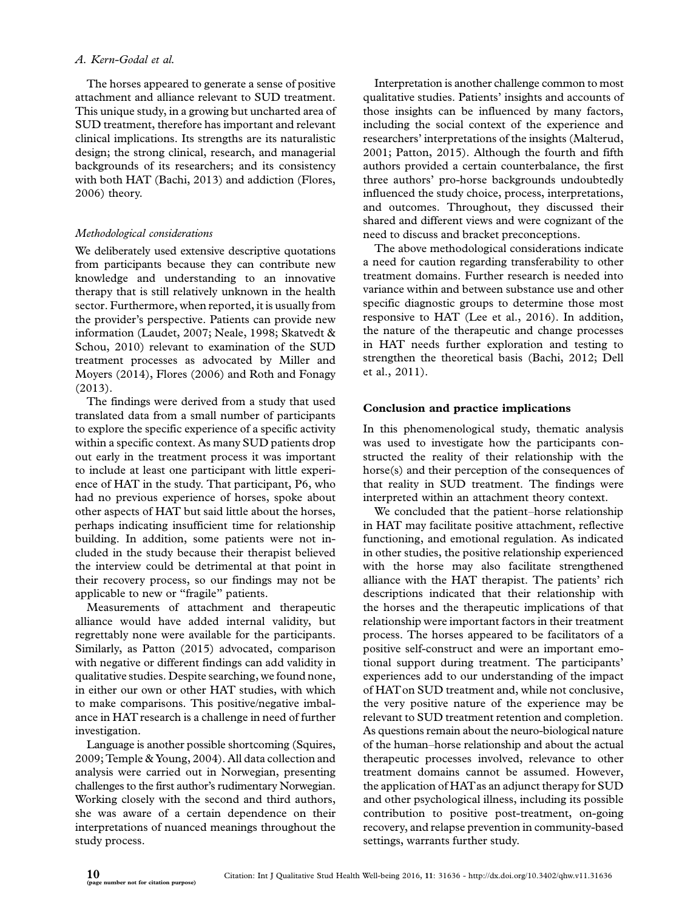The horses appeared to generate a sense of positive attachment and alliance relevant to SUD treatment. This unique study, in a growing but uncharted area of SUD treatment, therefore has important and relevant clinical implications. Its strengths are its naturalistic design; the strong clinical, research, and managerial backgrounds of its researchers; and its consistency with both HAT (Bachi, 2013) and addiction (Flores, 2006) theory.

*Methodological considerations*

We deliberately used extensive descriptive quotations from participants because they can contribute new knowledge and understanding to an innovative therapy that is still relatively unknown in the health sector. Furthermore, when reported, it is usually from the provider's perspective. Patients can provide new information (Laudet, 2007; Neale, 1998; Skatvedt & Schou, 2010) relevant to examination of the SUD treatment processes as advocated by Miller and Moyers (2014), Flores (2006) and Roth and Fonagy (2013).

The findings were derived from a study that used translated data from a small number of participants to explore the specific experience of a specific activity within a specific context. As many SUD patients drop out early in the treatment process it was important to include at least one participant with little experience of HAT in the study. That participant, P6, who had no previous experience of horses, spoke about other aspects of HAT but said little about the horses, perhaps indicating insufficient time for relationship building. In addition, some patients were not included in the study because their therapist believed the interview could be detrimental at that point in their recovery process, so our findings may not be applicable to new or "fragile" patients.

Measurements of attachment and therapeutic alliance would have added internal validity, but regrettably none were available for the participants. Similarly, as Patton (2015) advocated, comparison with negative or different findings can add validity in qualitative studies. Despite searching, we found none, in either our own or other HAT studies, with which to make comparisons. This positive/negative imbalance in HAT research is a challenge in need of further investigation.

Language is another possible shortcoming (Squires, 2009; Temple & Young, 2004). All data collection and analysis were carried out in Norwegian, presenting challenges to the first author's rudimentary Norwegian. Working closely with the second and third authors, she was aware of a certain dependence on their interpretations of nuanced meanings throughout the study process.

Interpretation is another challenge common to most qualitative studies. Patients' insights and accounts of those insights can be influenced by many factors, including the social context of the experience and researchers' interpretations of the insights (Malterud, 2001; Patton, 2015). Although the fourth and fifth authors provided a certain counterbalance, the first three authors' pro-horse backgrounds undoubtedly influenced the study choice, process, interpretations, and outcomes. Throughout, they discussed their shared and different views and were cognizant of the need to discuss and bracket preconceptions.

The above methodological considerations indicate a need for caution regarding transferability to other treatment domains. Further research is needed into variance within and between substance use and other specific diagnostic groups to determine those most responsive to HAT (Lee et al., 2016). In addition, the nature of the therapeutic and change processes in HAT needs further exploration and testing to strengthen the theoretical basis (Bachi, 2012; Dell et al., 2011).

## Conclusion and practice implications

In this phenomenological study, thematic analysis was used to investigate how the participants constructed the reality of their relationship with the horse(s) and their perception of the consequences of that reality in SUD treatment. The findings were interpreted within an attachment theory context.

We concluded that the patient–horse relationship in HAT may facilitate positive attachment, reflective functioning, and emotional regulation. As indicated in other studies, the positive relationship experienced with the horse may also facilitate strengthened alliance with the HAT therapist. The patients' rich descriptions indicated that their relationship with the horses and the therapeutic implications of that relationship were important factors in their treatment process. The horses appeared to be facilitators of a positive self-construct and were an important emotional support during treatment. The participants' experiences add to our understanding of the impact of HAT on SUD treatment and, while not conclusive, the very positive nature of the experience may be relevant to SUD treatment retention and completion. As questions remain about the neuro-biological nature of the human–horse relationship and about the actual therapeutic processes involved, relevance to other treatment domains cannot be assumed. However, the application of HAT as an adjunct therapy for SUD and other psychological illness, including its possible contribution to positive post-treatment, on-going recovery, and relapse prevention in community-based settings, warrants further study.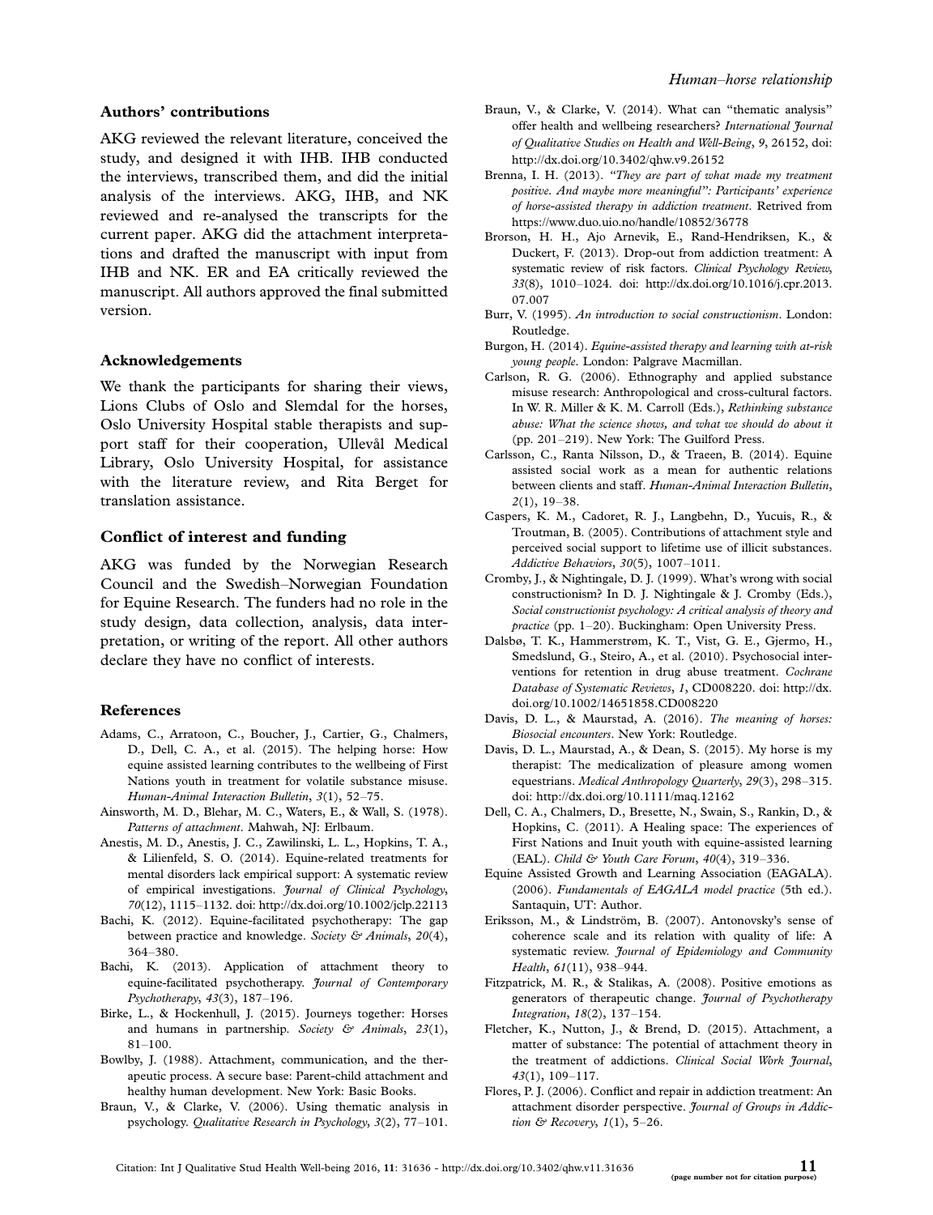## Authors' contributions

AKG reviewed the relevant literature, conceived the study, and designed it with IHB. IHB conducted the interviews, transcribed them, and did the initial analysis of the interviews. AKG, IHB, and NK reviewed and re-analysed the transcripts for the current paper. AKG did the attachment interpretations and drafted the manuscript with input from IHB and NK. ER and EA critically reviewed the manuscript. All authors approved the final submitted version.

## Acknowledgements

We thank the participants for sharing their views, Lions Clubs of Oslo and Slemdal for the horses, Oslo University Hospital stable therapists and support staff for their cooperation, Ullevål Medical Library, Oslo University Hospital, for assistance with the literature review, and Rita Berget for translation assistance.

## Conflict of interest and funding

AKG was funded by the Norwegian Research Council and the Swedish–Norwegian Foundation for Equine Research. The funders had no role in the study design, data collection, analysis, data interpretation, or writing of the report. All other authors declare they have no conflict of interests.

## References

Adams, C., Arratoon, C., Boucher, J., Cartier, G., Chalmers, D., Dell, C. A., et al. (2015). The helping horse: How equine assisted learning contributes to the wellbeing of First Nations youth in treatment for volatile substance misuse. *Human-Animal Interaction Bulletin*, *3*(1), 52–75.

Ainsworth, M. D., Blehar, M. C., Waters, E., & Wall, S. (1978). *Patterns of attachment*. Mahwah, NJ: Erlbaum.

Anestis, M. D., Anestis, J. C., Zawilinski, L. L., Hopkins, T. A., & Lilienfeld, S. O. (2014). Equine-related treatments for mental disorders lack empirical support: A systematic review of empirical investigations. *Journal of Clinical Psychology*, *70*(12), 1115–1132. doi: http://dx.doi.org/10.1002/jclp.22113

Bachi, K. (2012). Equine-facilitated psychotherapy: The gap between practice and knowledge. *Society & Animals*, *20*(4), 364–380.

Bachi, K. (2013). Application of attachment theory to equine-facilitated psychotherapy. *Journal of Contemporary Psychotherapy*, *43*(3), 187–196.

Birke, L., & Hockenhull, J. (2015). Journeys together: Horses and humans in partnership. *Society & Animals*, *23*(1), 81–100.

Bowlby, J. (1988). Attachment, communication, and the therapeutic process. A secure base: Parent-child attachment and healthy human development. New York: Basic Books.

Braun, V., & Clarke, V. (2006). Using thematic analysis in psychology. *Qualitative Research in Psychology*, *3*(2), 77–101.

Braun, V., & Clarke, V. (2014). What can "thematic analysis" offer health and wellbeing researchers? *International Journal of Qualitative Studies on Health and Well-Being*, *9*, 26152, doi: http://dx.doi.org/10.3402/qhw.v9.26152

Brenna, I. H. (2013). *"They are part of what made my treatment positive. And maybe more meaningful": Participants' experience of horse-assisted therapy in addiction treatment*. Retrived from https://www.duo.uio.no/handle/10852/36778

Brorson, H. H., Ajo Arnevik, E., Rand-Hendriksen, K., & Duckert, F. (2013). Drop-out from addiction treatment: A systematic review of risk factors. *Clinical Psychology Review*, *33*(8), 1010–1024. doi: http://dx.doi.org/10.1016/j.cpr.2013.07.007

Burr, V. (1995). *An introduction to social constructionism*. London: Routledge.

Burgon, H. (2014). *Equine-assisted therapy and learning with at-risk young people*. London: Palgrave Macmillan.

Carlson, R. G. (2006). Ethnography and applied substance misuse research: Anthropological and cross-cultural factors. In W. R. Miller & K. M. Carroll (Eds.), *Rethinking substance abuse: What the science shows, and what we should do about it* (pp. 201–219). New York: The Guilford Press.

Carlsson, C., Ranta Nilsson, D., & Traeen, B. (2014). Equine assisted social work as a mean for authentic relations between clients and staff. *Human-Animal Interaction Bulletin*, *2*(1), 19–38.

Caspers, K. M., Cadoret, R. J., Langbehn, D., Yucuis, R., & Troutman, B. (2005). Contributions of attachment style and perceived social support to lifetime use of illicit substances. *Addictive Behaviors*, *30*(5), 1007–1011.

Cromby, J., & Nightingale, D. J. (1999). What's wrong with social constructionism? In D. J. Nightingale & J. Cromby (Eds.), *Social constructionist psychology: A critical analysis of theory and practice* (pp. 1–20). Buckingham: Open University Press.

Dalsbø, T. K., Hammerstrøm, K. T., Vist, G. E., Gjermo, H., Smedslund, G., Steiro, A., et al. (2010). Psychosocial interventions for retention in drug abuse treatment. *Cochrane Database of Systematic Reviews*, *1*, CD008220. doi: http://dx.doi.org/10.1002/14651858.CD008220

Davis, D. L., & Maurstad, A. (2016). *The meaning of horses: Biosocial encounters*. New York: Routledge.

Davis, D. L., Maurstad, A., & Dean, S. (2015). My horse is my therapist: The medicalization of pleasure among women equestrians. *Medical Anthropology Quarterly*, *29*(3), 298–315. doi: http://dx.doi.org/10.1111/maq.12162

Dell, C. A., Chalmers, D., Bresette, N., Swain, S., Rankin, D., & Hopkins, C. (2011). A Healing space: The experiences of First Nations and Inuit youth with equine-assisted learning (EAL). *Child & Youth Care Forum*, *40*(4), 319–336.

Equine Assisted Growth and Learning Association (EAGALA). (2006). *Fundamentals of EAGALA model practice* (5th ed.). Santaquin, UT: Author.

Eriksson, M., & Lindström, B. (2007). Antonovsky's sense of coherence scale and its relation with quality of life: A systematic review. *Journal of Epidemiology and Community Health*, *61*(11), 938–944.

Fitzpatrick, M. R., & Stalikas, A. (2008). Positive emotions as generators of therapeutic change. *Journal of Psychotherapy Integration*, *18*(2), 137–154.

Fletcher, K., Nutton, J., & Brend, D. (2015). Attachment, a matter of substance: The potential of attachment theory in the treatment of addictions. *Clinical Social Work Journal*, *43*(1), 109–117.

Flores, P. J. (2006). Conflict and repair in addiction treatment: An attachment disorder perspective. *Journal of Groups in Addiction & Recovery*, *1*(1), 5–26.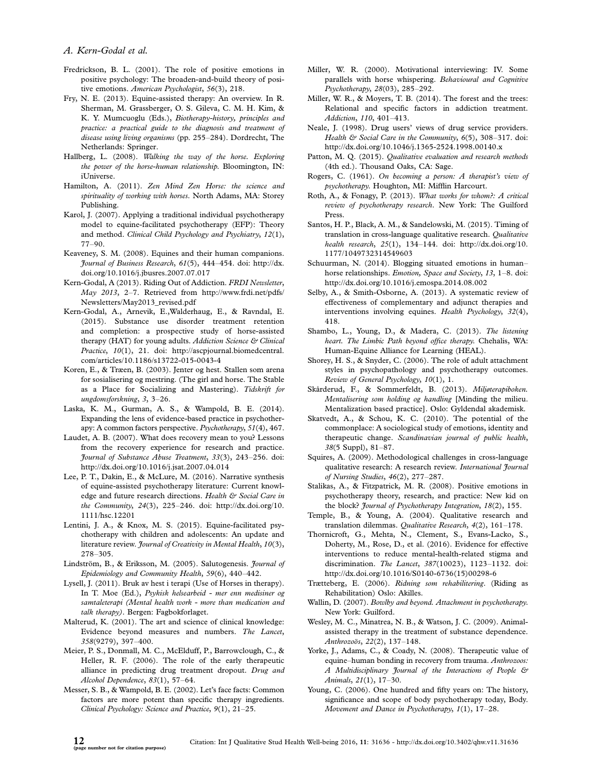Fredrickson, B. L. (2001). The role of positive emotions in positive psychology: The broaden-and-build theory of positive emotions. *American Psychologist*, *56*(3), 218.

Fry, N. E. (2013). Equine-assisted therapy: An overview. In R. Sherman, M. Grassberger, O. S. Gileva, C. M. H. Kim, & K. Y. Mumcuoglu (Eds.), *Biotherapy-history, principles and practice: a practical guide to the diagnosis and treatment of disease using living organisms* (pp. 255–284). Dordrecht, The Netherlands: Springer.

Hallberg, L. (2008). *Walking the way of the horse. Exploring the power of the horse-human relationship*. Bloomington, IN: iUniverse.

Hamilton, A. (2011). *Zen Mind Zen Horse: the science and spirituality of working with horses*. North Adams, MA: Storey Publishing.

Karol, J. (2007). Applying a traditional individual psychotherapy model to equine-facilitated psychotherapy (EFP): Theory and method. *Clinical Child Psychology and Psychiatry*, *12*(1), 77–90.

Keaveney, S. M. (2008). Equines and their human companions. *Journal of Business Research*, *61*(5), 444–454. doi: http://dx.doi.org/10.1016/j.jbusres.2007.07.017

Kern-Godal, A (2013). Riding Out of Addiction. *FRDI Newsletter*, *May 2013*, 2–7. Retrieved from http://www.frdi.net/pdfs/Newsletters/May2013_revised.pdf

Kern-Godal, A., Arnevik, E.,Walderhaug, E., & Ravndal, E. (2015). Substance use disorder treatment retention and completion: a prospective study of horse-assisted therapy (HAT) for young adults. *Addiction Science & Clinical Practice*, *10*(1), 21. doi: http://ascpjournal.biomedcentral.com/articles/10.1186/s13722-015-0043-4

Koren, E., & Træen, B. (2003). Jenter og hest. Stallen som arena for sosialisering og mestring. (The girl and horse. The Stable as a Place for Socializing and Mastering). *Tidskrift for ungdomsforskning*, *3*, 3–26.

Laska, K. M., Gurman, A. S., & Wampold, B. E. (2014). Expanding the lens of evidence-based practice in psychotherapy: A common factors perspective. *Psychotherapy*, *51*(4), 467.

Laudet, A. B. (2007). What does recovery mean to you? Lessons from the recovery experience for research and practice. *Journal of Substance Abuse Treatment*, *33*(3), 243–256. doi: http://dx.doi.org/10.1016/j.jsat.2007.04.014

Lee, P. T., Dakin, E., & McLure, M. (2016). Narrative synthesis of equine-assisted psychotherapy literature: Current knowledge and future research directions. *Health & Social Care in the Community*, *24*(3), 225–246. doi: http://dx.doi.org/10.1111/hsc.12201

Lentini, J. A., & Knox, M. S. (2015). Equine-facilitated psychotherapy with children and adolescents: An update and literature review. *Journal of Creativity in Mental Health*, *10*(3), 278–305.

Lindström, B., & Eriksson, M. (2005). Salutogenesis. *Journal of Epidemiology and Community Health*, *59*(6), 440–442.

Lysell, J. (2011). Bruk av hest i terapi (Use of Horses in therapy). In T. Moe (Ed.), *Psykisk helsearbeid - mer enn medisiner og samtaleterapi (Mental health work - more than medication and talk therapy)*. Bergen: Fagbokforlaget.

Malterud, K. (2001). The art and science of clinical knowledge: Evidence beyond measures and numbers. *The Lancet*, *358*(9279), 397–400.

Meier, P. S., Donmall, M. C., McElduff, P., Barrowclough, C., & Heller, R. F. (2006). The role of the early therapeutic alliance in predicting drug treatment dropout. *Drug and Alcohol Dependence*, *83*(1), 57–64.

Messer, S. B., & Wampold, B. E. (2002). Let's face facts: Common factors are more potent than specific therapy ingredients. *Clinical Psychology: Science and Practice*, *9*(1), 21–25.

Miller, W. R. (2000). Motivational interviewing: IV. Some parallels with horse whispering. *Behavioural and Cognitive Psychotherapy*, *28*(03), 285–292.

Miller, W. R., & Moyers, T. B. (2014). The forest and the trees: Relational and specific factors in addiction treatment. *Addiction*, *110*, 401–413.

Neale, J. (1998). Drug users' views of drug service providers. *Health & Social Care in the Community*, *6*(5), 308–317. doi: http://dx.doi.org/10.1046/j.1365-2524.1998.00140.x

Patton, M. Q. (2015). *Qualitative evaluation and research methods* (4th ed.). Thousand Oaks, CA: Sage.

Rogers, C. (1961). *On becoming a person: A therapist's view of psychotherapy*. Houghton, MI: Mifflin Harcourt.

Roth, A., & Fonagy, P. (2013). *What works for whom?: A critical review of psychotherapy research*. New York: The Guilford Press.

Santos, H. P., Black, A. M., & Sandelowski, M. (2015). Timing of translation in cross-language qualitative research. *Qualitative health research*, *25*(1), 134–144. doi: http://dx.doi.org/10.1177/1049732314549603

Schuurman, N. (2014). Blogging situated emotions in human–horse relationships. *Emotion, Space and Society*, *13*, 1–8. doi: http://dx.doi.org/10.1016/j.emospa.2014.08.002

Selby, A., & Smith-Osborne, A. (2013). A systematic review of effectiveness of complementary and adjunct therapies and interventions involving equines. *Health Psychology*, *32*(4), 418.

Shambo, L., Young, D., & Madera, C. (2013). *The listening heart. The Limbic Path beyond office therapy.* Chehalis, WA: Human-Equine Alliance for Learning (HEAL).

Shorey, H. S., & Snyder, C. (2006). The role of adult attachment styles in psychopathology and psychotherapy outcomes. *Review of General Psychology*, *10*(1), 1.

Skårderud, F., & Sommerfeldt, B. (2013). *Miljøterapiboken. Mentalisering som holding og handling* [Minding the milieu. Mentalization based practice]. Oslo: Gyldendal akademisk.

Skatvedt, A., & Schou, K. C. (2010). The potential of the commonplace: A sociological study of emotions, identity and therapeutic change. *Scandinavian journal of public health*, *38*(5 Suppl), 81–87.

Squires, A. (2009). Methodological challenges in cross-language qualitative research: A research review. *International Journal of Nursing Studies*, *46*(2), 277–287.

Stalikas, A., & Fitzpatrick, M. R. (2008). Positive emotions in psychotherapy theory, research, and practice: New kid on the block? *Journal of Psychotherapy Integration*, *18*(2), 155.

Temple, B., & Young, A. (2004). Qualitative research and translation dilemmas. *Qualitative Research*, *4*(2), 161–178.

Thornicroft, G., Mehta, N., Clement, S., Evans-Lacko, S., Doherty, M., Rose, D., et al. (2016). Evidence for effective interventions to reduce mental-health-related stigma and discrimination. *The Lancet*, *387*(10023), 1123–1132. doi: http://dx.doi.org/10.1016/S0140-6736(15)00298-6

Trætteberg, E. (2006). *Ridning som rehabilitering*. (Riding as Rehabilitation) Oslo: Akilles.

Wallin, D. (2007). *Bowlby and beyond. Attachment in psychotherapy.* New York: Guilford.

Wesley, M. C., Minatrea, N. B., & Watson, J. C. (2009). Animal-assisted therapy in the treatment of substance dependence. *Anthrozoös*, *22*(2), 137–148.

Yorke, J., Adams, C., & Coady, N. (2008). Therapeutic value of equine–human bonding in recovery from trauma. *Anthrozoos: A Multidisciplinary Journal of the Interactions of People & Animals*, *21*(1), 17–30.

Young, C. (2006). One hundred and fifty years on: The history, significance and scope of body psychotherapy today, Body. *Movement and Dance in Psychotherapy*, *1*(1), 17–28.